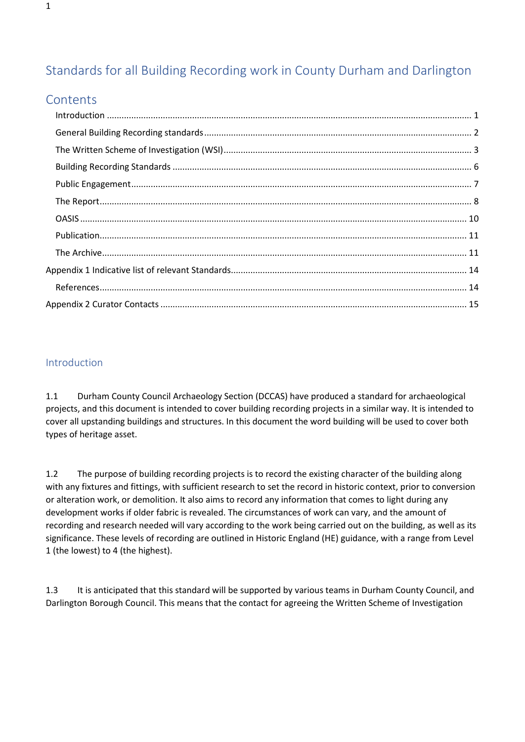# Standards for all Building Recording work in County Durham and Darlington

## Contents

- Introduction .......... 1
- General Building Recording standards .......... 2
- The Written Scheme of Investigation (WSI) .......... 3
- Building Recording Standards .......... 6
- Public Engagement .......... 7
- The Report .......... 8
- OASIS .......... 10
- Publication .......... 11
- The Archive .......... 11

Appendix 1 Indicative list of relevant Standards .......... 14

- References .......... 14

Appendix 2 Curator Contacts .......... 15

## Introduction

1.1 Durham County Council Archaeology Section (DCCAS) have produced a standard for archaeological projects, and this document is intended to cover building recording projects in a similar way. It is intended to cover all upstanding buildings and structures. In this document the word building will be used to cover both types of heritage asset.

1.2 The purpose of building recording projects is to record the existing character of the building along with any fixtures and fittings, with sufficient research to set the record in historic context, prior to conversion or alteration work, or demolition. It also aims to record any information that comes to light during any development works if older fabric is revealed. The circumstances of work can vary, and the amount of recording and research needed will vary according to the work being carried out on the building, as well as its significance. These levels of recording are outlined in Historic England (HE) guidance, with a range from Level 1 (the lowest) to 4 (the highest).

1.3 It is anticipated that this standard will be supported by various teams in Durham County Council, and Darlington Borough Council. This means that the contact for agreeing the Written Scheme of Investigation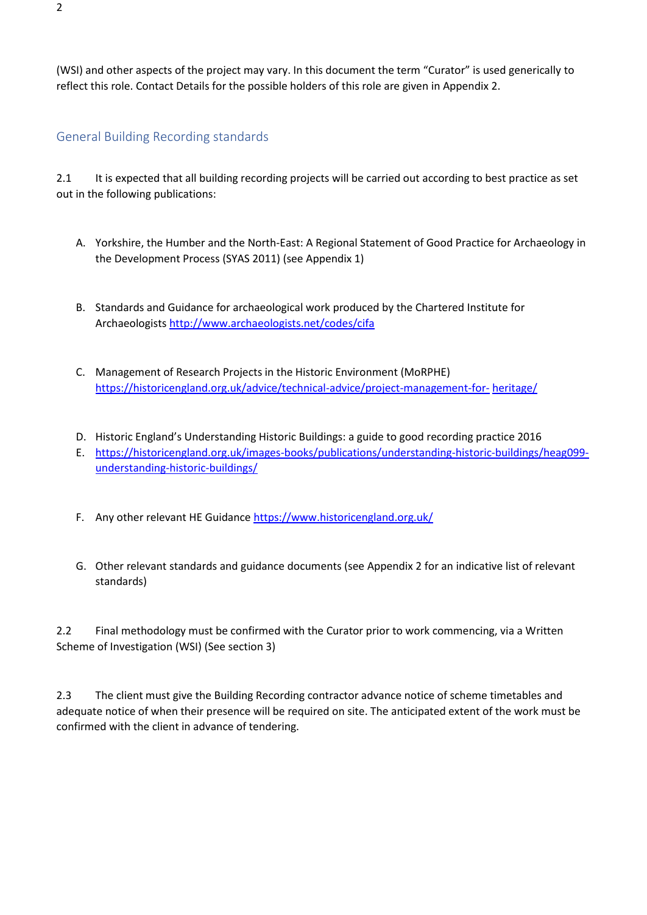(WSI) and other aspects of the project may vary. In this document the term "Curator" is used generically to reflect this role. Contact Details for the possible holders of this role are given in Appendix 2.

## General Building Recording standards

2.1 It is expected that all building recording projects will be carried out according to best practice as set out in the following publications:

A. Yorkshire, the Humber and the North-East: A Regional Statement of Good Practice for Archaeology in the Development Process (SYAS 2011) (see Appendix 1)

B. Standards and Guidance for archaeological work produced by the Chartered Institute for Archaeologists http://www.archaeologists.net/codes/cifa

C. Management of Research Projects in the Historic Environment (MoRPHE) https://historicengland.org.uk/advice/technical-advice/project-management-for- heritage/

D. Historic England's Understanding Historic Buildings: a guide to good recording practice 2016
E. https://historicengland.org.uk/images-books/publications/understanding-historic-buildings/heag099-understanding-historic-buildings/

F. Any other relevant HE Guidance https://www.historicengland.org.uk/

G. Other relevant standards and guidance documents (see Appendix 2 for an indicative list of relevant standards)

2.2 Final methodology must be confirmed with the Curator prior to work commencing, via a Written Scheme of Investigation (WSI) (See section 3)

2.3 The client must give the Building Recording contractor advance notice of scheme timetables and adequate notice of when their presence will be required on site. The anticipated extent of the work must be confirmed with the client in advance of tendering.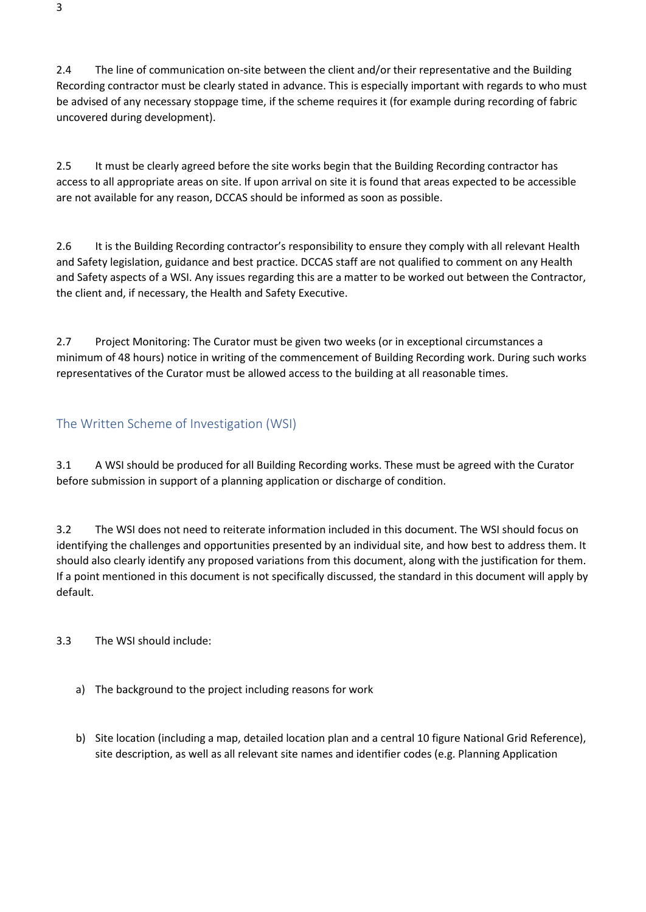2.4 The line of communication on-site between the client and/or their representative and the Building Recording contractor must be clearly stated in advance. This is especially important with regards to who must be advised of any necessary stoppage time, if the scheme requires it (for example during recording of fabric uncovered during development).

2.5 It must be clearly agreed before the site works begin that the Building Recording contractor has access to all appropriate areas on site. If upon arrival on site it is found that areas expected to be accessible are not available for any reason, DCCAS should be informed as soon as possible.

2.6 It is the Building Recording contractor's responsibility to ensure they comply with all relevant Health and Safety legislation, guidance and best practice. DCCAS staff are not qualified to comment on any Health and Safety aspects of a WSI. Any issues regarding this are a matter to be worked out between the Contractor, the client and, if necessary, the Health and Safety Executive.

2.7 Project Monitoring: The Curator must be given two weeks (or in exceptional circumstances a minimum of 48 hours) notice in writing of the commencement of Building Recording work. During such works representatives of the Curator must be allowed access to the building at all reasonable times.

## The Written Scheme of Investigation (WSI)

3.1 A WSI should be produced for all Building Recording works. These must be agreed with the Curator before submission in support of a planning application or discharge of condition.

3.2 The WSI does not need to reiterate information included in this document. The WSI should focus on identifying the challenges and opportunities presented by an individual site, and how best to address them. It should also clearly identify any proposed variations from this document, along with the justification for them. If a point mentioned in this document is not specifically discussed, the standard in this document will apply by default.

3.3 The WSI should include:

a) The background to the project including reasons for work

b) Site location (including a map, detailed location plan and a central 10 figure National Grid Reference), site description, as well as all relevant site names and identifier codes (e.g. Planning Application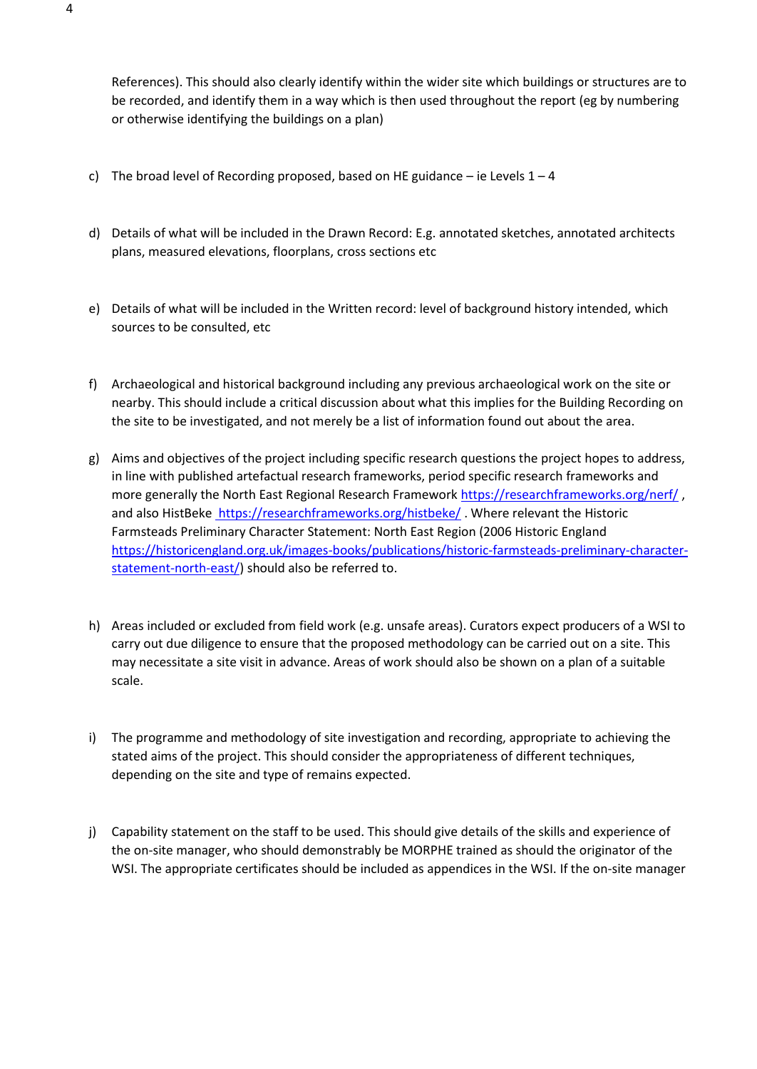References). This should also clearly identify within the wider site which buildings or structures are to be recorded, and identify them in a way which is then used throughout the report (eg by numbering or otherwise identifying the buildings on a plan)

c) The broad level of Recording proposed, based on HE guidance – ie Levels 1 – 4

d) Details of what will be included in the Drawn Record: E.g. annotated sketches, annotated architects plans, measured elevations, floorplans, cross sections etc

e) Details of what will be included in the Written record: level of background history intended, which sources to be consulted, etc

f) Archaeological and historical background including any previous archaeological work on the site or nearby. This should include a critical discussion about what this implies for the Building Recording on the site to be investigated, and not merely be a list of information found out about the area.

g) Aims and objectives of the project including specific research questions the project hopes to address, in line with published artefactual research frameworks, period specific research frameworks and more generally the North East Regional Research Framework https://researchframeworks.org/nerf/ , and also HistBeke https://researchframeworks.org/histbeke/ . Where relevant the Historic Farmsteads Preliminary Character Statement: North East Region (2006 Historic England https://historicengland.org.uk/images-books/publications/historic-farmsteads-preliminary-character-statement-north-east/) should also be referred to.

h) Areas included or excluded from field work (e.g. unsafe areas). Curators expect producers of a WSI to carry out due diligence to ensure that the proposed methodology can be carried out on a site. This may necessitate a site visit in advance. Areas of work should also be shown on a plan of a suitable scale.

i) The programme and methodology of site investigation and recording, appropriate to achieving the stated aims of the project. This should consider the appropriateness of different techniques, depending on the site and type of remains expected.

j) Capability statement on the staff to be used. This should give details of the skills and experience of the on-site manager, who should demonstrably be MORPHE trained as should the originator of the WSI. The appropriate certificates should be included as appendices in the WSI. If the on-site manager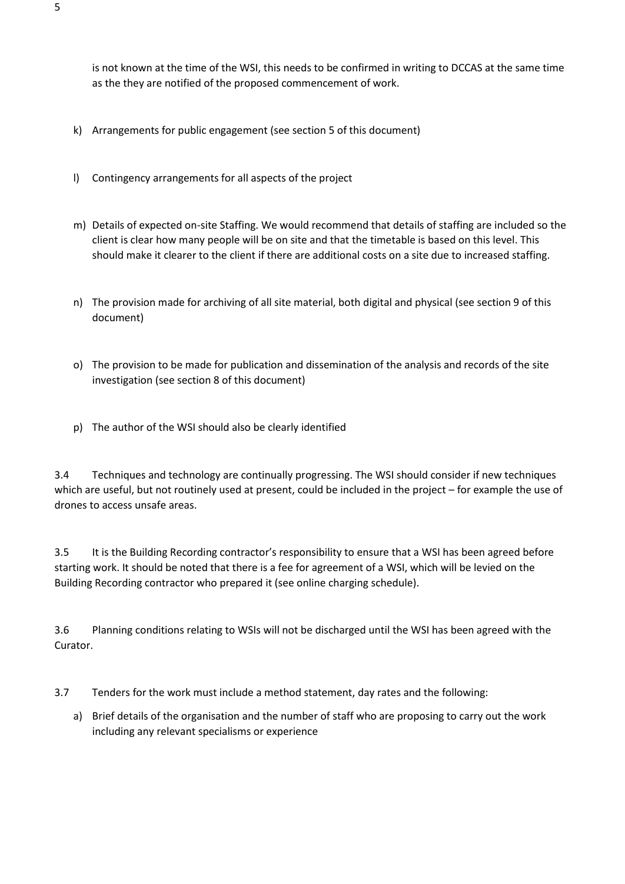is not known at the time of the WSI, this needs to be confirmed in writing to DCCAS at the same time as the they are notified of the proposed commencement of work.

k) Arrangements for public engagement (see section 5 of this document)

l) Contingency arrangements for all aspects of the project

m) Details of expected on-site Staffing. We would recommend that details of staffing are included so the client is clear how many people will be on site and that the timetable is based on this level. This should make it clearer to the client if there are additional costs on a site due to increased staffing.

n) The provision made for archiving of all site material, both digital and physical (see section 9 of this document)

o) The provision to be made for publication and dissemination of the analysis and records of the site investigation (see section 8 of this document)

p) The author of the WSI should also be clearly identified

3.4 Techniques and technology are continually progressing. The WSI should consider if new techniques which are useful, but not routinely used at present, could be included in the project – for example the use of drones to access unsafe areas.

3.5 It is the Building Recording contractor's responsibility to ensure that a WSI has been agreed before starting work. It should be noted that there is a fee for agreement of a WSI, which will be levied on the Building Recording contractor who prepared it (see online charging schedule).

3.6 Planning conditions relating to WSIs will not be discharged until the WSI has been agreed with the Curator.

3.7 Tenders for the work must include a method statement, day rates and the following:

a) Brief details of the organisation and the number of staff who are proposing to carry out the work including any relevant specialisms or experience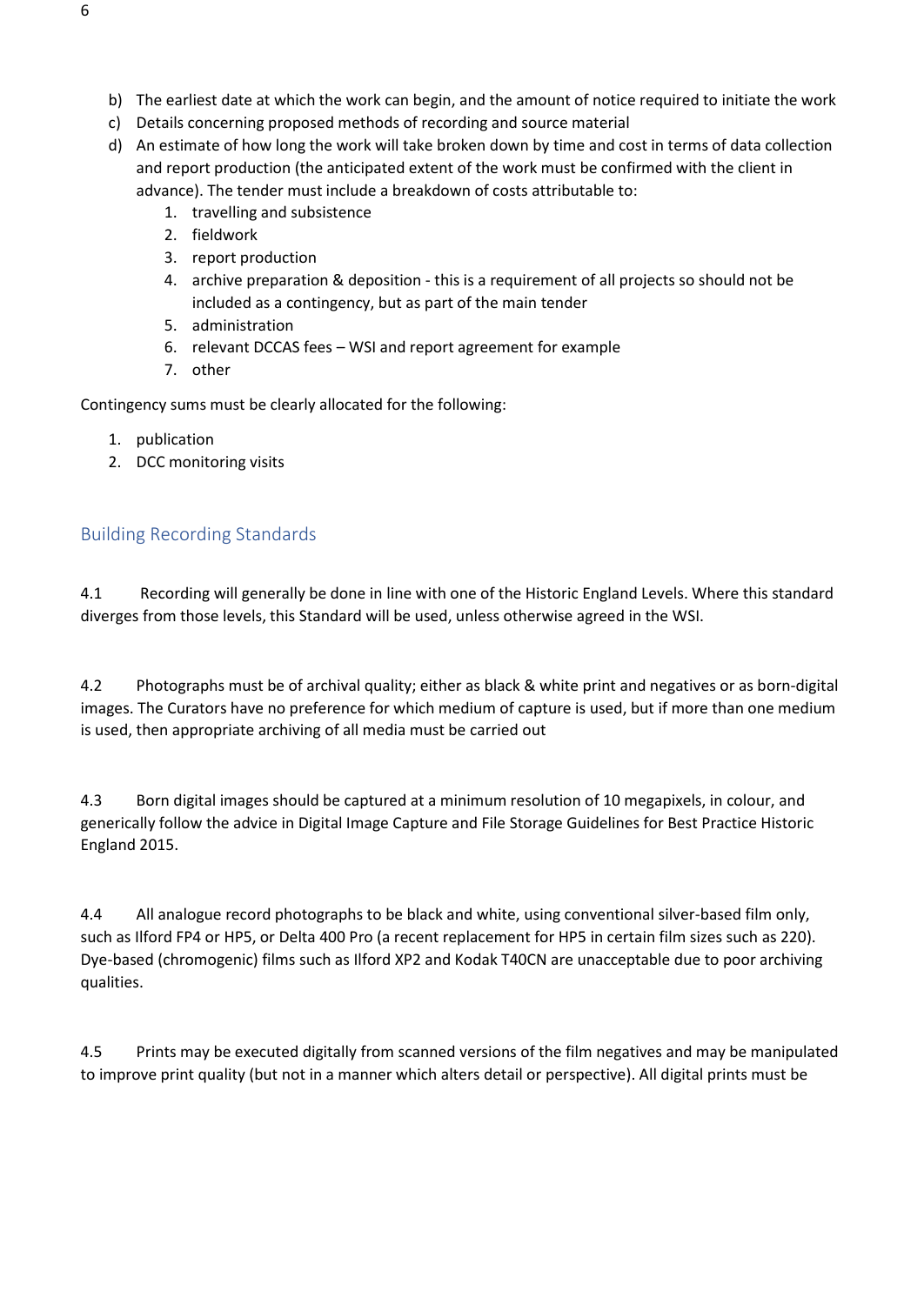b) The earliest date at which the work can begin, and the amount of notice required to initiate the work
c) Details concerning proposed methods of recording and source material
d) An estimate of how long the work will take broken down by time and cost in terms of data collection and report production (the anticipated extent of the work must be confirmed with the client in advance). The tender must include a breakdown of costs attributable to:
    1. travelling and subsistence
    2. fieldwork
    3. report production
    4. archive preparation & deposition - this is a requirement of all projects so should not be included as a contingency, but as part of the main tender
    5. administration
    6. relevant DCCAS fees – WSI and report agreement for example
    7. other

Contingency sums must be clearly allocated for the following:

1. publication
2. DCC monitoring visits

## Building Recording Standards

4.1 Recording will generally be done in line with one of the Historic England Levels. Where this standard diverges from those levels, this Standard will be used, unless otherwise agreed in the WSI.

4.2 Photographs must be of archival quality; either as black & white print and negatives or as born-digital images. The Curators have no preference for which medium of capture is used, but if more than one medium is used, then appropriate archiving of all media must be carried out

4.3 Born digital images should be captured at a minimum resolution of 10 megapixels, in colour, and generically follow the advice in Digital Image Capture and File Storage Guidelines for Best Practice Historic England 2015.

4.4 All analogue record photographs to be black and white, using conventional silver-based film only, such as Ilford FP4 or HP5, or Delta 400 Pro (a recent replacement for HP5 in certain film sizes such as 220). Dye-based (chromogenic) films such as Ilford XP2 and Kodak T40CN are unacceptable due to poor archiving qualities.

4.5 Prints may be executed digitally from scanned versions of the film negatives and may be manipulated to improve print quality (but not in a manner which alters detail or perspective). All digital prints must be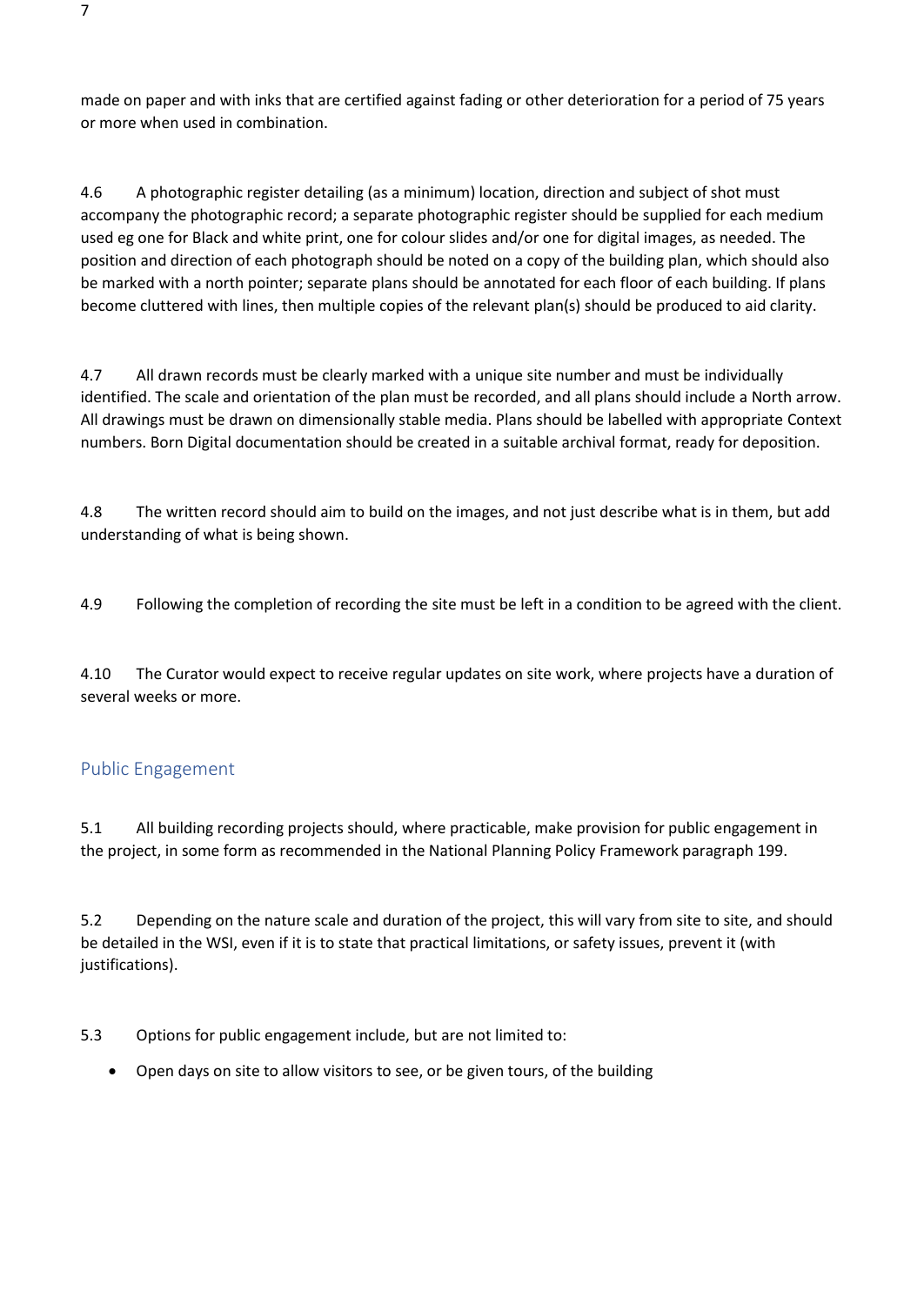made on paper and with inks that are certified against fading or other deterioration for a period of 75 years or more when used in combination.

4.6 A photographic register detailing (as a minimum) location, direction and subject of shot must accompany the photographic record; a separate photographic register should be supplied for each medium used eg one for Black and white print, one for colour slides and/or one for digital images, as needed. The position and direction of each photograph should be noted on a copy of the building plan, which should also be marked with a north pointer; separate plans should be annotated for each floor of each building. If plans become cluttered with lines, then multiple copies of the relevant plan(s) should be produced to aid clarity.

4.7 All drawn records must be clearly marked with a unique site number and must be individually identified. The scale and orientation of the plan must be recorded, and all plans should include a North arrow. All drawings must be drawn on dimensionally stable media. Plans should be labelled with appropriate Context numbers. Born Digital documentation should be created in a suitable archival format, ready for deposition.

4.8 The written record should aim to build on the images, and not just describe what is in them, but add understanding of what is being shown.

4.9 Following the completion of recording the site must be left in a condition to be agreed with the client.

4.10 The Curator would expect to receive regular updates on site work, where projects have a duration of several weeks or more.

## Public Engagement

5.1 All building recording projects should, where practicable, make provision for public engagement in the project, in some form as recommended in the National Planning Policy Framework paragraph 199.

5.2 Depending on the nature scale and duration of the project, this will vary from site to site, and should be detailed in the WSI, even if it is to state that practical limitations, or safety issues, prevent it (with justifications).

5.3 Options for public engagement include, but are not limited to:

- Open days on site to allow visitors to see, or be given tours, of the building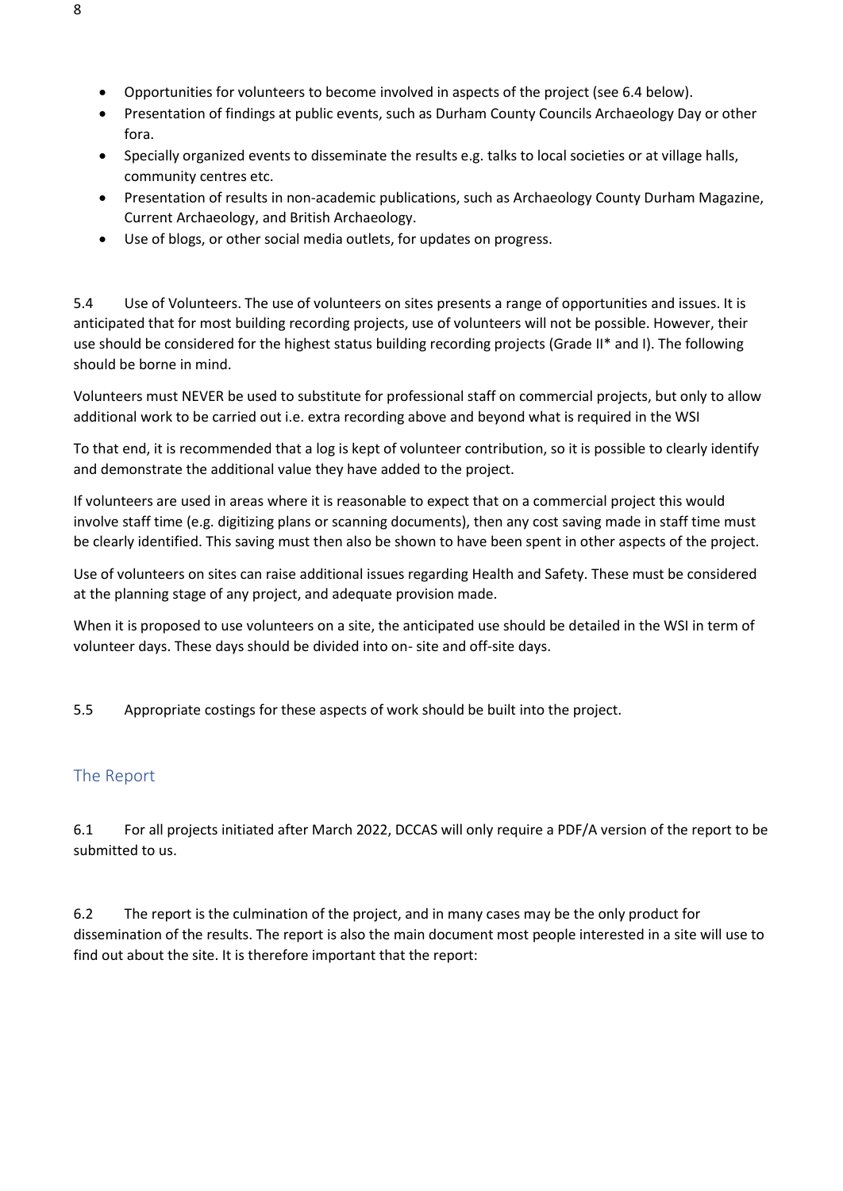- Opportunities for volunteers to become involved in aspects of the project (see 6.4 below).
- Presentation of findings at public events, such as Durham County Councils Archaeology Day or other fora.
- Specially organized events to disseminate the results e.g. talks to local societies or at village halls, community centres etc.
- Presentation of results in non-academic publications, such as Archaeology County Durham Magazine, Current Archaeology, and British Archaeology.
- Use of blogs, or other social media outlets, for updates on progress.

5.4 Use of Volunteers. The use of volunteers on sites presents a range of opportunities and issues. It is anticipated that for most building recording projects, use of volunteers will not be possible. However, their use should be considered for the highest status building recording projects (Grade II* and I). The following should be borne in mind.

Volunteers must NEVER be used to substitute for professional staff on commercial projects, but only to allow additional work to be carried out i.e. extra recording above and beyond what is required in the WSI

To that end, it is recommended that a log is kept of volunteer contribution, so it is possible to clearly identify and demonstrate the additional value they have added to the project.

If volunteers are used in areas where it is reasonable to expect that on a commercial project this would involve staff time (e.g. digitizing plans or scanning documents), then any cost saving made in staff time must be clearly identified. This saving must then also be shown to have been spent in other aspects of the project.

Use of volunteers on sites can raise additional issues regarding Health and Safety. These must be considered at the planning stage of any project, and adequate provision made.

When it is proposed to use volunteers on a site, the anticipated use should be detailed in the WSI in term of volunteer days. These days should be divided into on- site and off-site days.

5.5 Appropriate costings for these aspects of work should be built into the project.

## The Report

6.1 For all projects initiated after March 2022, DCCAS will only require a PDF/A version of the report to be submitted to us.

6.2 The report is the culmination of the project, and in many cases may be the only product for dissemination of the results. The report is also the main document most people interested in a site will use to find out about the site. It is therefore important that the report: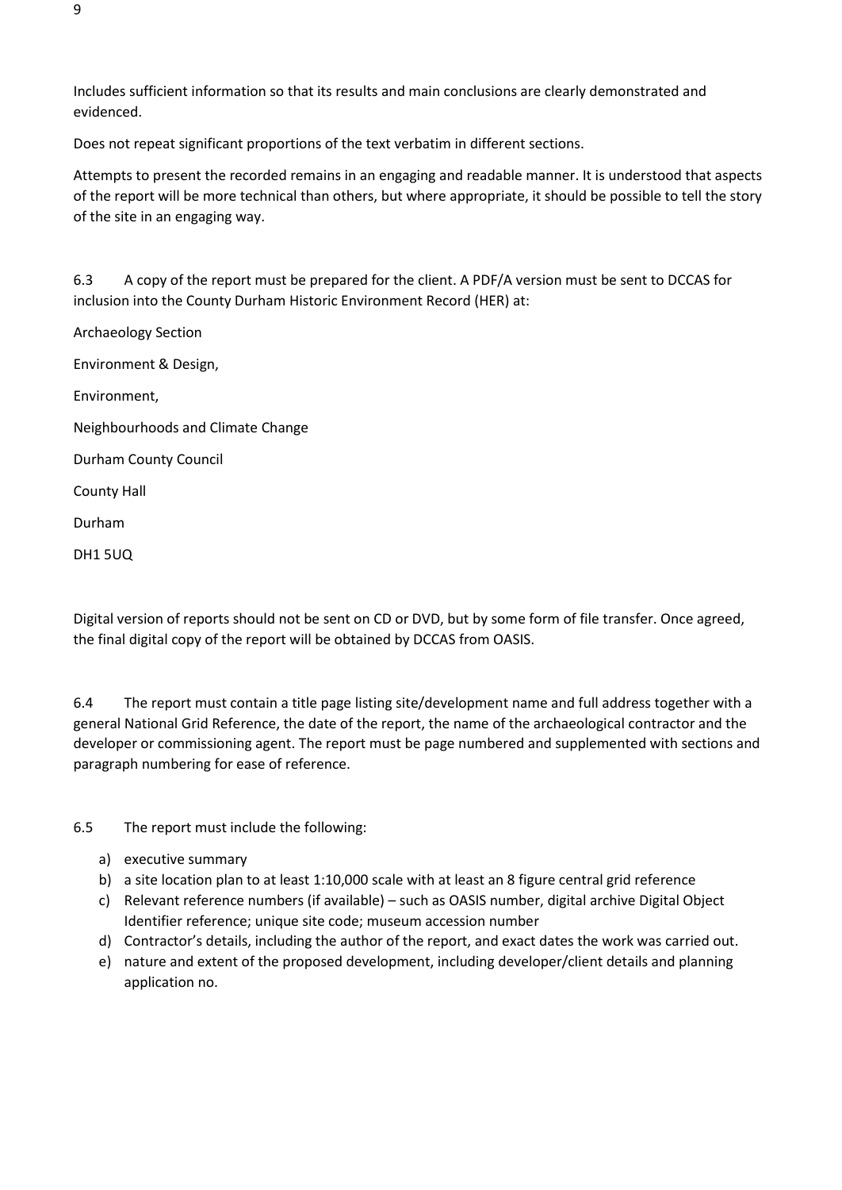Includes sufficient information so that its results and main conclusions are clearly demonstrated and evidenced.

Does not repeat significant proportions of the text verbatim in different sections.

Attempts to present the recorded remains in an engaging and readable manner. It is understood that aspects of the report will be more technical than others, but where appropriate, it should be possible to tell the story of the site in an engaging way.

6.3 A copy of the report must be prepared for the client. A PDF/A version must be sent to DCCAS for inclusion into the County Durham Historic Environment Record (HER) at:

Archaeology Section

Environment & Design,

Environment,

Neighbourhoods and Climate Change

Durham County Council

County Hall

Durham

DH1 5UQ

Digital version of reports should not be sent on CD or DVD, but by some form of file transfer. Once agreed, the final digital copy of the report will be obtained by DCCAS from OASIS.

6.4 The report must contain a title page listing site/development name and full address together with a general National Grid Reference, the date of the report, the name of the archaeological contractor and the developer or commissioning agent. The report must be page numbered and supplemented with sections and paragraph numbering for ease of reference.

6.5 The report must include the following:

a) executive summary
b) a site location plan to at least 1:10,000 scale with at least an 8 figure central grid reference
c) Relevant reference numbers (if available) – such as OASIS number, digital archive Digital Object Identifier reference; unique site code; museum accession number
d) Contractor's details, including the author of the report, and exact dates the work was carried out.
e) nature and extent of the proposed development, including developer/client details and planning application no.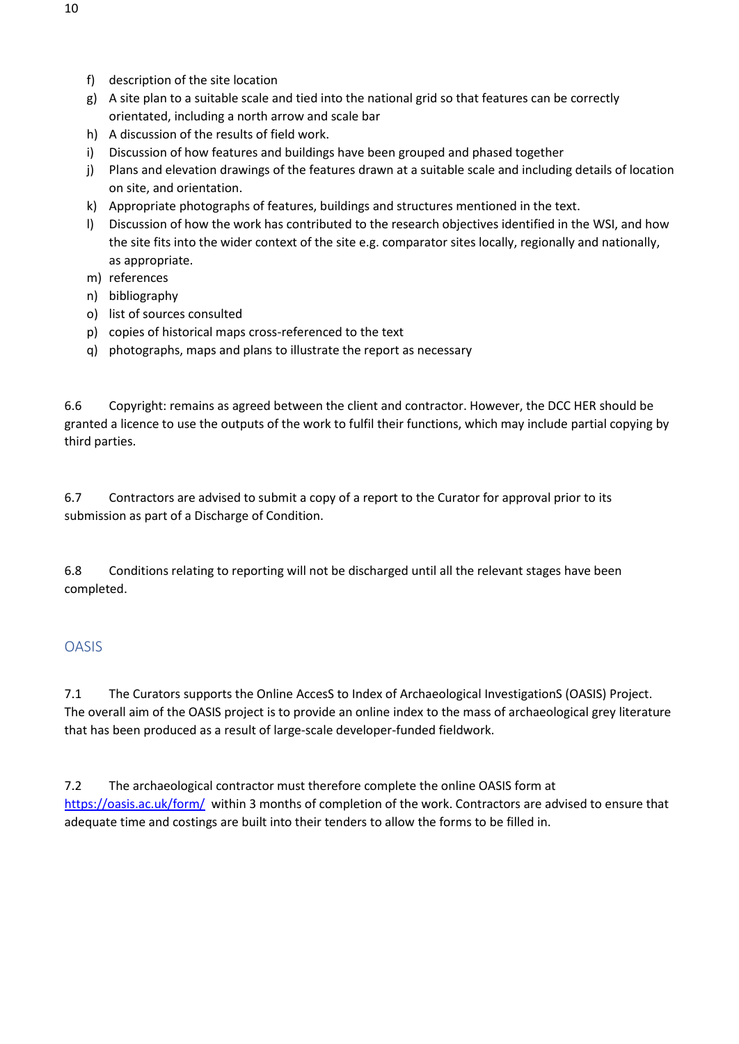f) description of the site location
g) A site plan to a suitable scale and tied into the national grid so that features can be correctly orientated, including a north arrow and scale bar
h) A discussion of the results of field work.
i) Discussion of how features and buildings have been grouped and phased together
j) Plans and elevation drawings of the features drawn at a suitable scale and including details of location on site, and orientation.
k) Appropriate photographs of features, buildings and structures mentioned in the text.
l) Discussion of how the work has contributed to the research objectives identified in the WSI, and how the site fits into the wider context of the site e.g. comparator sites locally, regionally and nationally, as appropriate.
m) references
n) bibliography
o) list of sources consulted
p) copies of historical maps cross-referenced to the text
q) photographs, maps and plans to illustrate the report as necessary

6.6 Copyright: remains as agreed between the client and contractor. However, the DCC HER should be granted a licence to use the outputs of the work to fulfil their functions, which may include partial copying by third parties.

6.7 Contractors are advised to submit a copy of a report to the Curator for approval prior to its submission as part of a Discharge of Condition.

6.8 Conditions relating to reporting will not be discharged until all the relevant stages have been completed.

## OASIS

7.1 The Curators supports the Online AccesS to Index of Archaeological InvestigationS (OASIS) Project. The overall aim of the OASIS project is to provide an online index to the mass of archaeological grey literature that has been produced as a result of large-scale developer-funded fieldwork.

7.2 The archaeological contractor must therefore complete the online OASIS form at [https://oasis.ac.uk/form/](https://oasis.ac.uk/form/) within 3 months of completion of the work. Contractors are advised to ensure that adequate time and costings are built into their tenders to allow the forms to be filled in.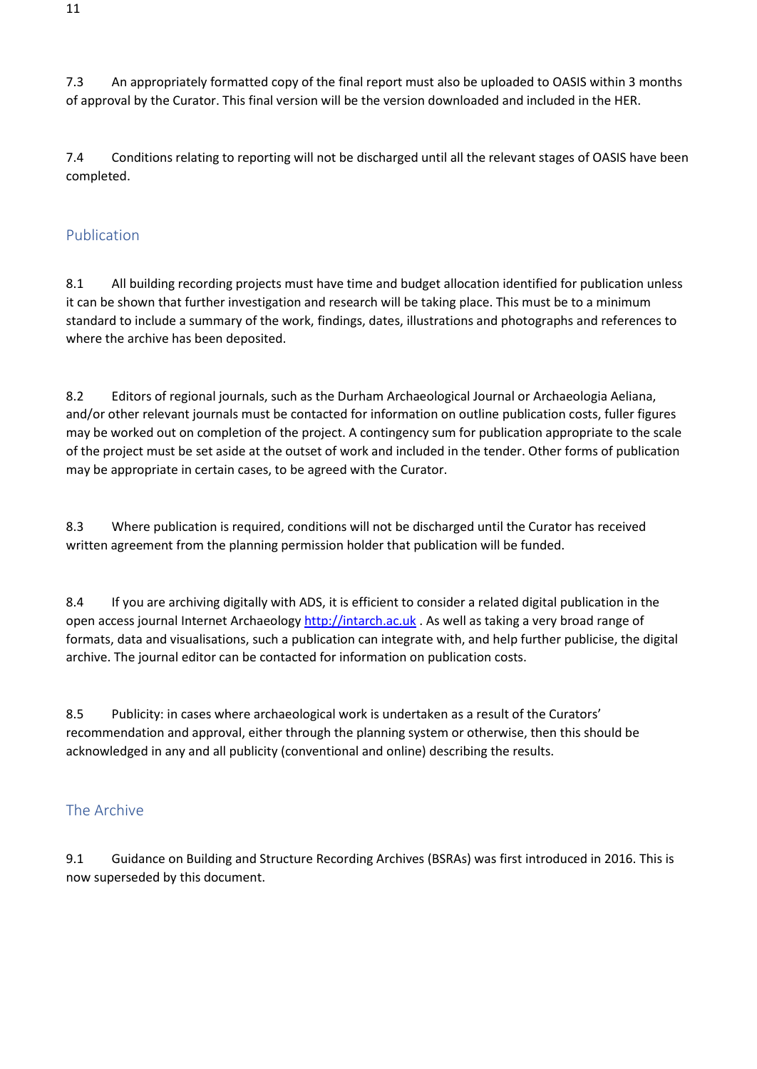7.3 An appropriately formatted copy of the final report must also be uploaded to OASIS within 3 months of approval by the Curator. This final version will be the version downloaded and included in the HER.

7.4 Conditions relating to reporting will not be discharged until all the relevant stages of OASIS have been completed.

## Publication

8.1 All building recording projects must have time and budget allocation identified for publication unless it can be shown that further investigation and research will be taking place. This must be to a minimum standard to include a summary of the work, findings, dates, illustrations and photographs and references to where the archive has been deposited.

8.2 Editors of regional journals, such as the Durham Archaeological Journal or Archaeologia Aeliana, and/or other relevant journals must be contacted for information on outline publication costs, fuller figures may be worked out on completion of the project. A contingency sum for publication appropriate to the scale of the project must be set aside at the outset of work and included in the tender. Other forms of publication may be appropriate in certain cases, to be agreed with the Curator.

8.3 Where publication is required, conditions will not be discharged until the Curator has received written agreement from the planning permission holder that publication will be funded.

8.4 If you are archiving digitally with ADS, it is efficient to consider a related digital publication in the open access journal Internet Archaeology [http://intarch.ac.uk](http://intarch.ac.uk) . As well as taking a very broad range of formats, data and visualisations, such a publication can integrate with, and help further publicise, the digital archive. The journal editor can be contacted for information on publication costs.

8.5 Publicity: in cases where archaeological work is undertaken as a result of the Curators' recommendation and approval, either through the planning system or otherwise, then this should be acknowledged in any and all publicity (conventional and online) describing the results.

## The Archive

9.1 Guidance on Building and Structure Recording Archives (BSRAs) was first introduced in 2016. This is now superseded by this document.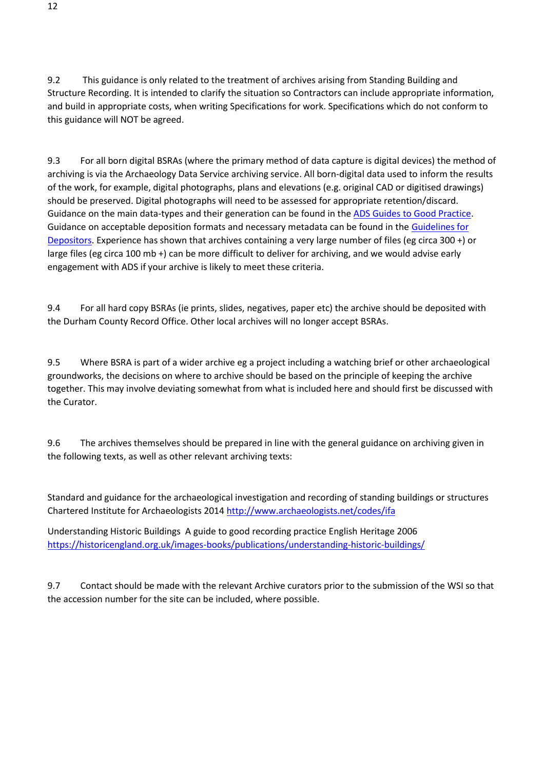9.2 This guidance is only related to the treatment of archives arising from Standing Building and Structure Recording. It is intended to clarify the situation so Contractors can include appropriate information, and build in appropriate costs, when writing Specifications for work. Specifications which do not conform to this guidance will NOT be agreed.

9.3 For all born digital BSRAs (where the primary method of data capture is digital devices) the method of archiving is via the Archaeology Data Service archiving service. All born-digital data used to inform the results of the work, for example, digital photographs, plans and elevations (e.g. original CAD or digitised drawings) should be preserved. Digital photographs will need to be assessed for appropriate retention/discard. Guidance on the main data-types and their generation can be found in the ADS Guides to Good Practice. Guidance on acceptable deposition formats and necessary metadata can be found in the Guidelines for Depositors. Experience has shown that archives containing a very large number of files (eg circa 300 +) or large files (eg circa 100 mb +) can be more difficult to deliver for archiving, and we would advise early engagement with ADS if your archive is likely to meet these criteria.

9.4 For all hard copy BSRAs (ie prints, slides, negatives, paper etc) the archive should be deposited with the Durham County Record Office. Other local archives will no longer accept BSRAs.

9.5 Where BSRA is part of a wider archive eg a project including a watching brief or other archaeological groundworks, the decisions on where to archive should be based on the principle of keeping the archive together. This may involve deviating somewhat from what is included here and should first be discussed with the Curator.

9.6 The archives themselves should be prepared in line with the general guidance on archiving given in the following texts, as well as other relevant archiving texts:

Standard and guidance for the archaeological investigation and recording of standing buildings or structures Chartered Institute for Archaeologists 2014 http://www.archaeologists.net/codes/ifa

Understanding Historic Buildings A guide to good recording practice English Heritage 2006 https://historicengland.org.uk/images-books/publications/understanding-historic-buildings/

9.7 Contact should be made with the relevant Archive curators prior to the submission of the WSI so that the accession number for the site can be included, where possible.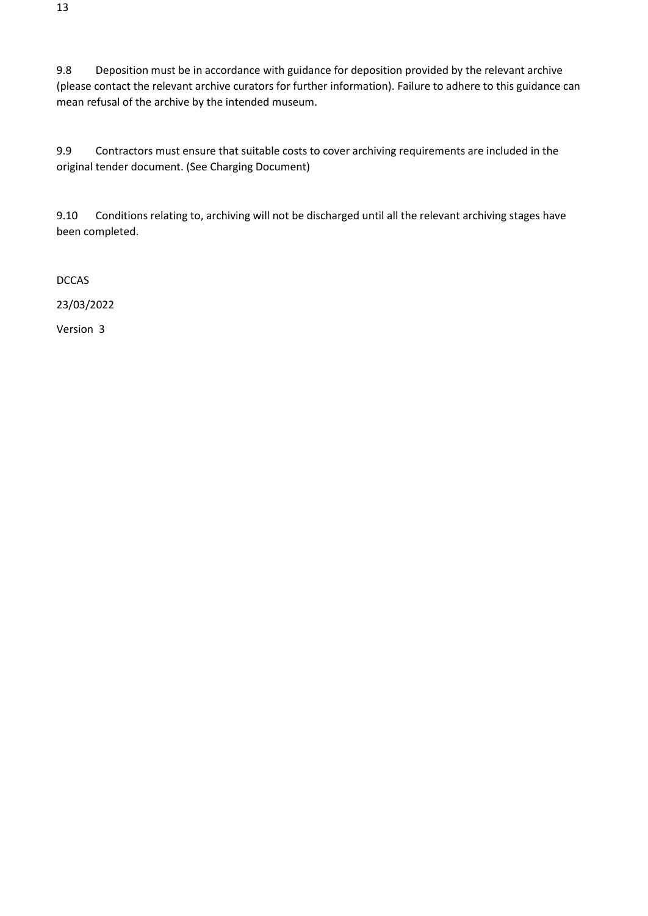9.8 Deposition must be in accordance with guidance for deposition provided by the relevant archive (please contact the relevant archive curators for further information). Failure to adhere to this guidance can mean refusal of the archive by the intended museum.

9.9 Contractors must ensure that suitable costs to cover archiving requirements are included in the original tender document. (See Charging Document)

9.10 Conditions relating to, archiving will not be discharged until all the relevant archiving stages have been completed.

DCCAS

23/03/2022

Version 3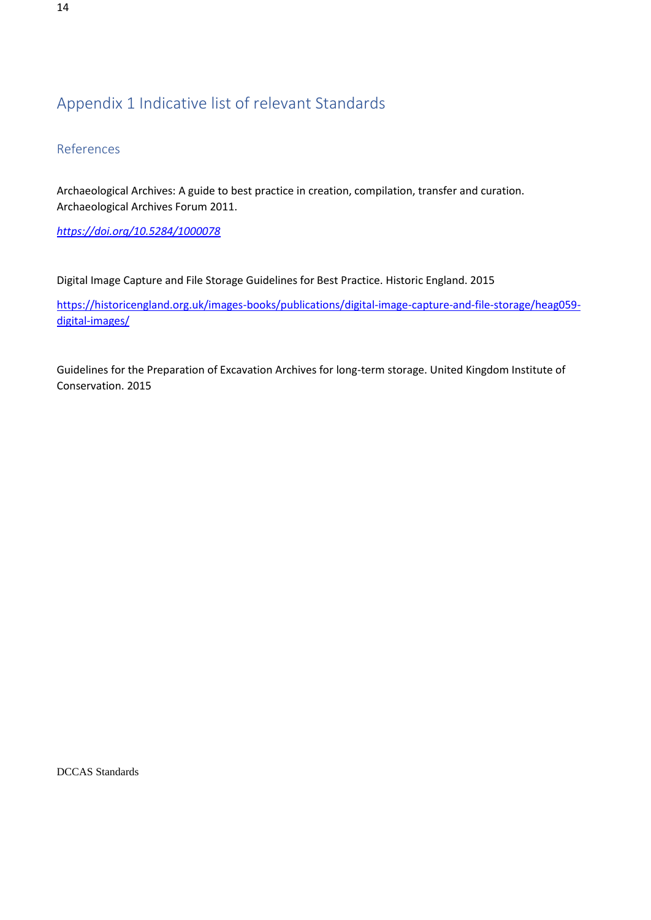# Appendix 1 Indicative list of relevant Standards

## References

Archaeological Archives: A guide to best practice in creation, compilation, transfer and curation. Archaeological Archives Forum 2011.

*https://doi.org/10.5284/1000078*

Digital Image Capture and File Storage Guidelines for Best Practice. Historic England. 2015

https://historicengland.org.uk/images-books/publications/digital-image-capture-and-file-storage/heag059-digital-images/

Guidelines for the Preparation of Excavation Archives for long-term storage. United Kingdom Institute of Conservation. 2015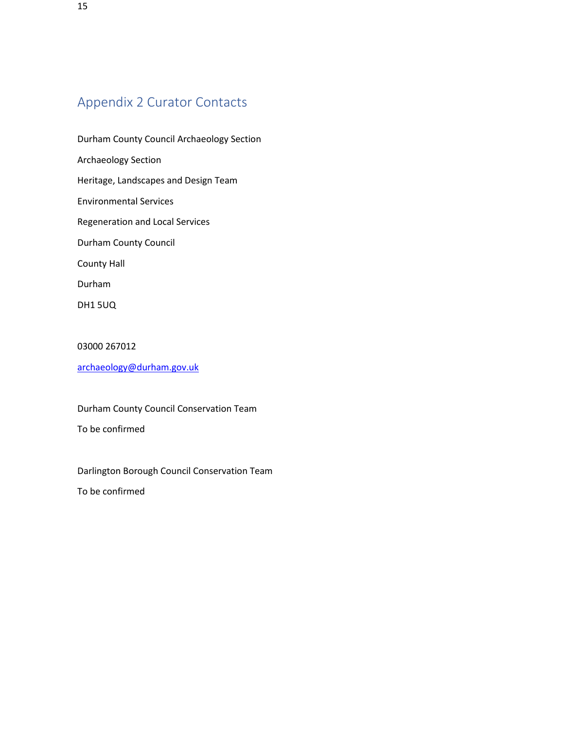## Appendix 2 Curator Contacts

Durham County Council Archaeology Section

Archaeology Section

Heritage, Landscapes and Design Team

Environmental Services

Regeneration and Local Services

Durham County Council

County Hall

Durham

DH1 5UQ

03000 267012

archaeology@durham.gov.uk

Durham County Council Conservation Team

To be confirmed

Darlington Borough Council Conservation Team

To be confirmed